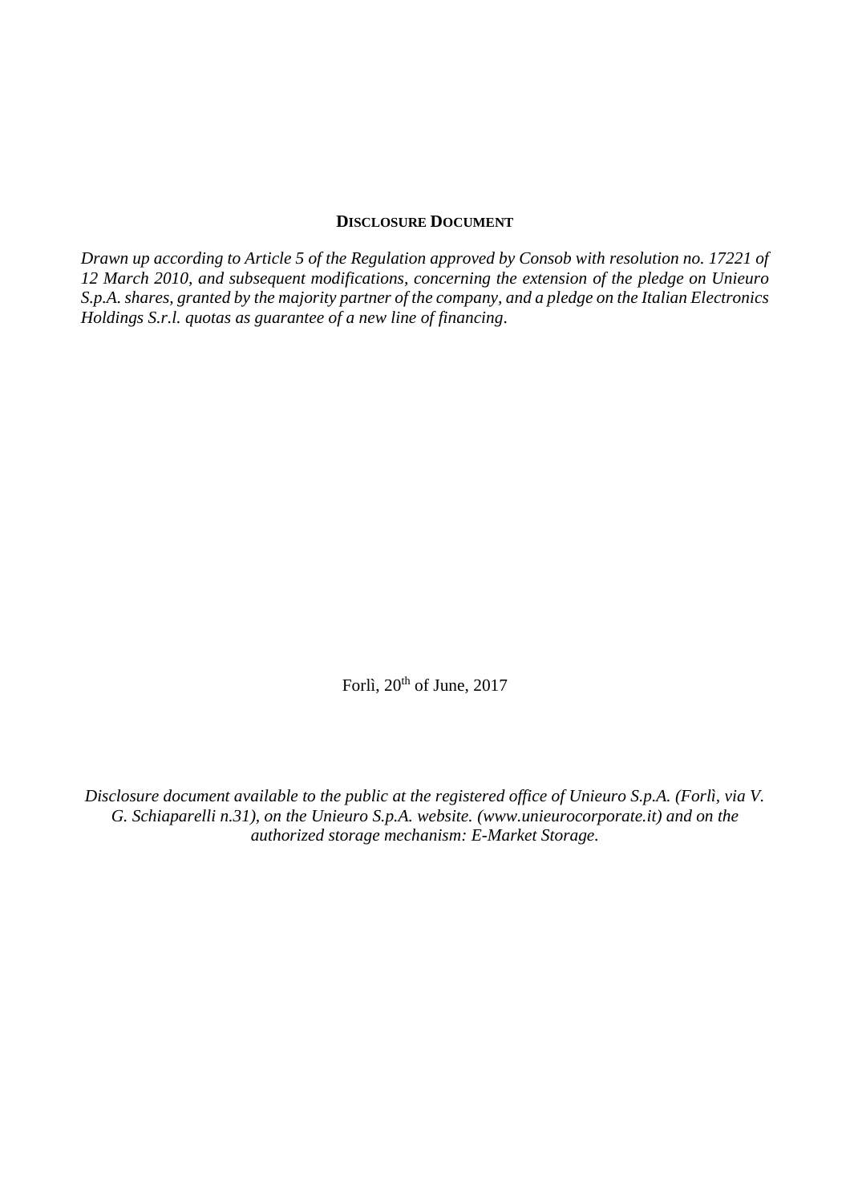# **DISCLOSURE DOCUMENT**

*Drawn up according to Article 5 of the Regulation approved by Consob with resolution no. 17221 of 12 March 2010, and subsequent modifications, concerning the extension of the pledge on Unieuro S.p.A. shares, granted by the majority partner of the company, and a pledge on the Italian Electronics Holdings S.r.l. quotas as guarantee of a new line of financing.*

Forlì, 20th of June, 2017

*Disclosure document available to the public at the registered office of Unieuro S.p.A. (Forlì, via V. G. Schiaparelli n.31), on the Unieuro S.p.A. website. (www.unieurocorporate.it) and on the authorized storage mechanism: E-Market Storage.*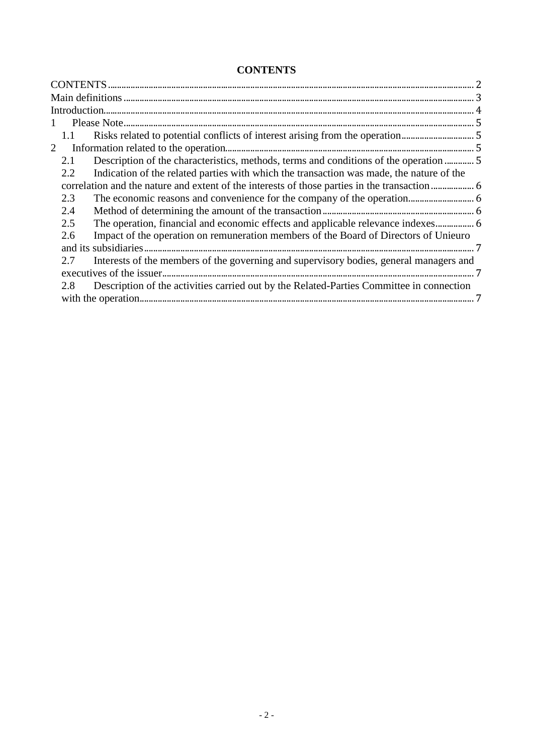# CONTENTS

CONTENTS .......... 2
Main definitions .......... 3
Introduction .......... 4
1 Please Note .......... 5
  1.1 Risks related to potential conflicts of interest arising from the operation .......... 5
2 Information related to the operation .......... 5
  2.1 Description of the characteristics, methods, terms and conditions of the operation .......... 5
  2.2 Indication of the related parties with which the transaction was made, the nature of the correlation and the nature and extent of the interests of those parties in the transaction .......... 6
  2.3 The economic reasons and convenience for the company of the operation .......... 6
  2.4 Method of determining the amount of the transaction .......... 6
  2.5 The operation, financial and economic effects and applicable relevance indexes .......... 6
  2.6 Impact of the operation on remuneration members of the Board of Directors of Unieuro and its subsidiaries .......... 7
  2.7 Interests of the members of the governing and supervisory bodies, general managers and executives of the issuer .......... 7
  2.8 Description of the activities carried out by the Related-Parties Committee in connection with the operation .......... 7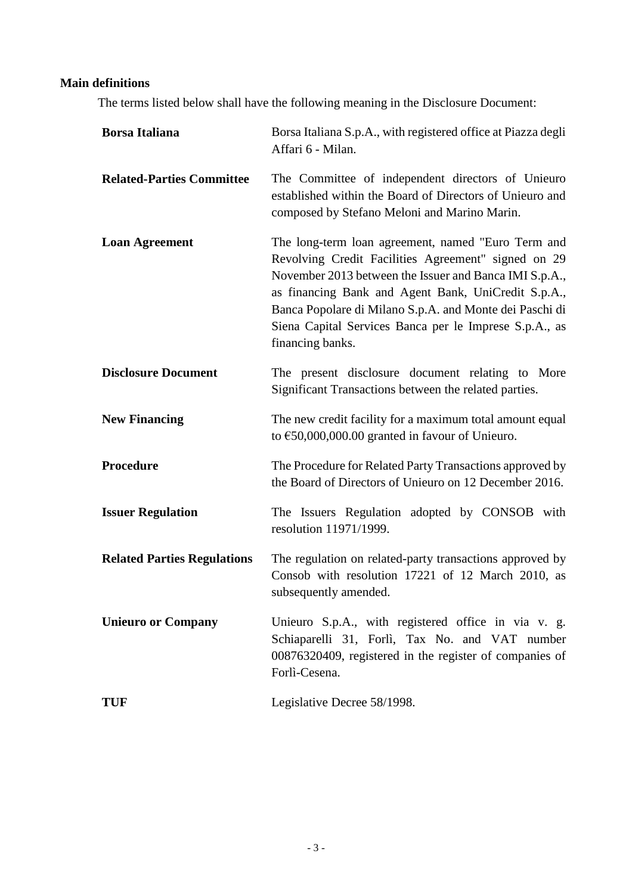## Main definitions

The terms listed below shall have the following meaning in the Disclosure Document:

| | |
|---|---|
| **Borsa Italiana** | Borsa Italiana S.p.A., with registered office at Piazza degli Affari 6 - Milan. |
| **Related-Parties Committee** | The Committee of independent directors of Unieuro established within the Board of Directors of Unieuro and composed by Stefano Meloni and Marino Marin. |
| **Loan Agreement** | The long-term loan agreement, named "Euro Term and Revolving Credit Facilities Agreement" signed on 29 November 2013 between the Issuer and Banca IMI S.p.A., as financing Bank and Agent Bank, UniCredit S.p.A., Banca Popolare di Milano S.p.A. and Monte dei Paschi di Siena Capital Services Banca per le Imprese S.p.A., as financing banks. |
| **Disclosure Document** | The present disclosure document relating to More Significant Transactions between the related parties. |
| **New Financing** | The new credit facility for a maximum total amount equal to €50,000,000.00 granted in favour of Unieuro. |
| **Procedure** | The Procedure for Related Party Transactions approved by the Board of Directors of Unieuro on 12 December 2016. |
| **Issuer Regulation** | The Issuers Regulation adopted by CONSOB with resolution 11971/1999. |
| **Related Parties Regulations** | The regulation on related-party transactions approved by Consob with resolution 17221 of 12 March 2010, as subsequently amended. |
| **Unieuro or Company** | Unieuro S.p.A., with registered office in via v. g. Schiaparelli 31, Forlì, Tax No. and VAT number 00876320409, registered in the register of companies of Forlì-Cesena. |
| **TUF** | Legislative Decree 58/1998. |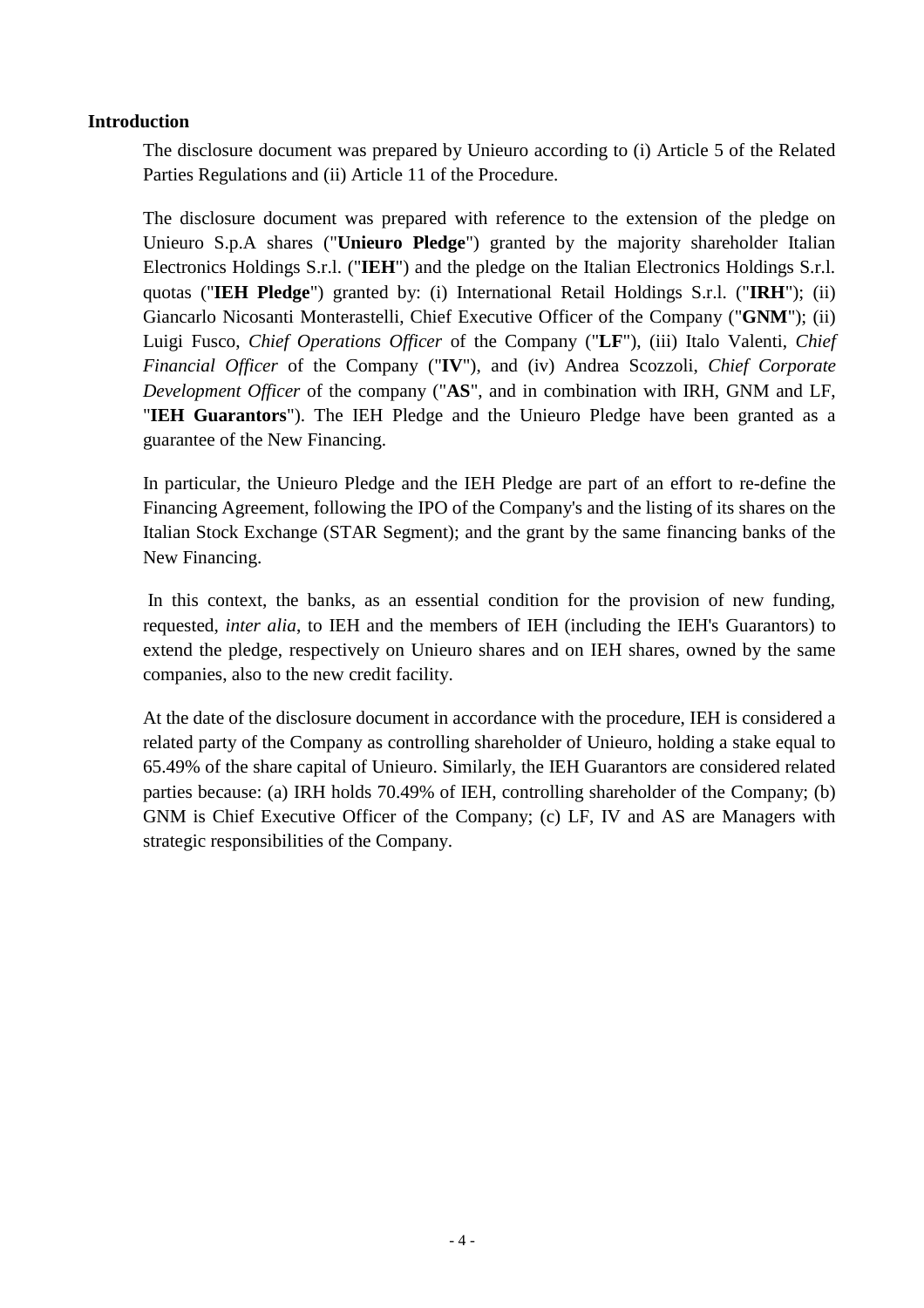**Introduction**

The disclosure document was prepared by Unieuro according to (i) Article 5 of the Related Parties Regulations and (ii) Article 11 of the Procedure.

The disclosure document was prepared with reference to the extension of the pledge on Unieuro S.p.A shares ("**Unieuro Pledge**") granted by the majority shareholder Italian Electronics Holdings S.r.l. ("**IEH**") and the pledge on the Italian Electronics Holdings S.r.l. quotas ("**IEH Pledge**") granted by: (i) International Retail Holdings S.r.l. ("**IRH**"); (ii) Giancarlo Nicosanti Monterastelli, Chief Executive Officer of the Company ("**GNM**"); (ii) Luigi Fusco, *Chief Operations Officer* of the Company ("**LF**"), (iii) Italo Valenti, *Chief Financial Officer* of the Company ("**IV**"), and (iv) Andrea Scozzoli, *Chief Corporate Development Officer* of the company ("**AS**", and in combination with IRH, GNM and LF, "**IEH Guarantors**"). The IEH Pledge and the Unieuro Pledge have been granted as a guarantee of the New Financing.

In particular, the Unieuro Pledge and the IEH Pledge are part of an effort to re-define the Financing Agreement, following the IPO of the Company's and the listing of its shares on the Italian Stock Exchange (STAR Segment); and the grant by the same financing banks of the New Financing.

In this context, the banks, as an essential condition for the provision of new funding, requested, *inter alia*, to IEH and the members of IEH (including the IEH's Guarantors) to extend the pledge, respectively on Unieuro shares and on IEH shares, owned by the same companies, also to the new credit facility.

At the date of the disclosure document in accordance with the procedure, IEH is considered a related party of the Company as controlling shareholder of Unieuro, holding a stake equal to 65.49% of the share capital of Unieuro. Similarly, the IEH Guarantors are considered related parties because: (a) IRH holds 70.49% of IEH, controlling shareholder of the Company; (b) GNM is Chief Executive Officer of the Company; (c) LF, IV and AS are Managers with strategic responsibilities of the Company.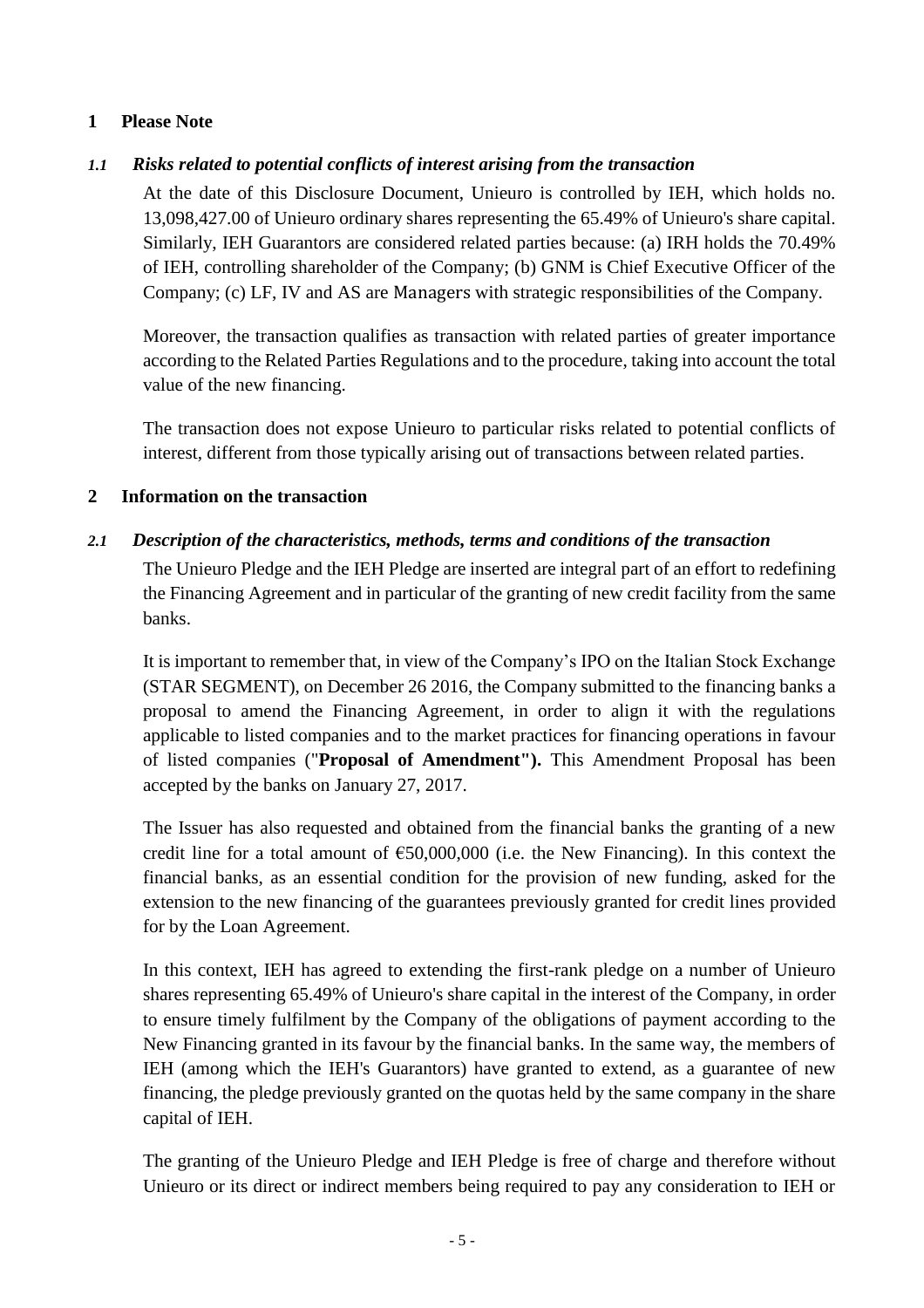## 1 Please Note

### *1.1 Risks related to potential conflicts of interest arising from the transaction*

At the date of this Disclosure Document, Unieuro is controlled by IEH, which holds no. 13,098,427.00 of Unieuro ordinary shares representing the 65.49% of Unieuro's share capital. Similarly, IEH Guarantors are considered related parties because: (a) IRH holds the 70.49% of IEH, controlling shareholder of the Company; (b) GNM is Chief Executive Officer of the Company; (c) LF, IV and AS are Managers with strategic responsibilities of the Company.

Moreover, the transaction qualifies as transaction with related parties of greater importance according to the Related Parties Regulations and to the procedure, taking into account the total value of the new financing.

The transaction does not expose Unieuro to particular risks related to potential conflicts of interest, different from those typically arising out of transactions between related parties.

## 2 Information on the transaction

### *2.1 Description of the characteristics, methods, terms and conditions of the transaction*

The Unieuro Pledge and the IEH Pledge are inserted are integral part of an effort to redefining the Financing Agreement and in particular of the granting of new credit facility from the same banks.

It is important to remember that, in view of the Company's IPO on the Italian Stock Exchange (STAR SEGMENT), on December 26 2016, the Company submitted to the financing banks a proposal to amend the Financing Agreement, in order to align it with the regulations applicable to listed companies and to the market practices for financing operations in favour of listed companies ("**Proposal of Amendment").** This Amendment Proposal has been accepted by the banks on January 27, 2017.

The Issuer has also requested and obtained from the financial banks the granting of a new credit line for a total amount of €50,000,000 (i.e. the New Financing). In this context the financial banks, as an essential condition for the provision of new funding, asked for the extension to the new financing of the guarantees previously granted for credit lines provided for by the Loan Agreement.

In this context, IEH has agreed to extending the first-rank pledge on a number of Unieuro shares representing 65.49% of Unieuro's share capital in the interest of the Company, in order to ensure timely fulfilment by the Company of the obligations of payment according to the New Financing granted in its favour by the financial banks. In the same way, the members of IEH (among which the IEH's Guarantors) have granted to extend, as a guarantee of new financing, the pledge previously granted on the quotas held by the same company in the share capital of IEH.

The granting of the Unieuro Pledge and IEH Pledge is free of charge and therefore without Unieuro or its direct or indirect members being required to pay any consideration to IEH or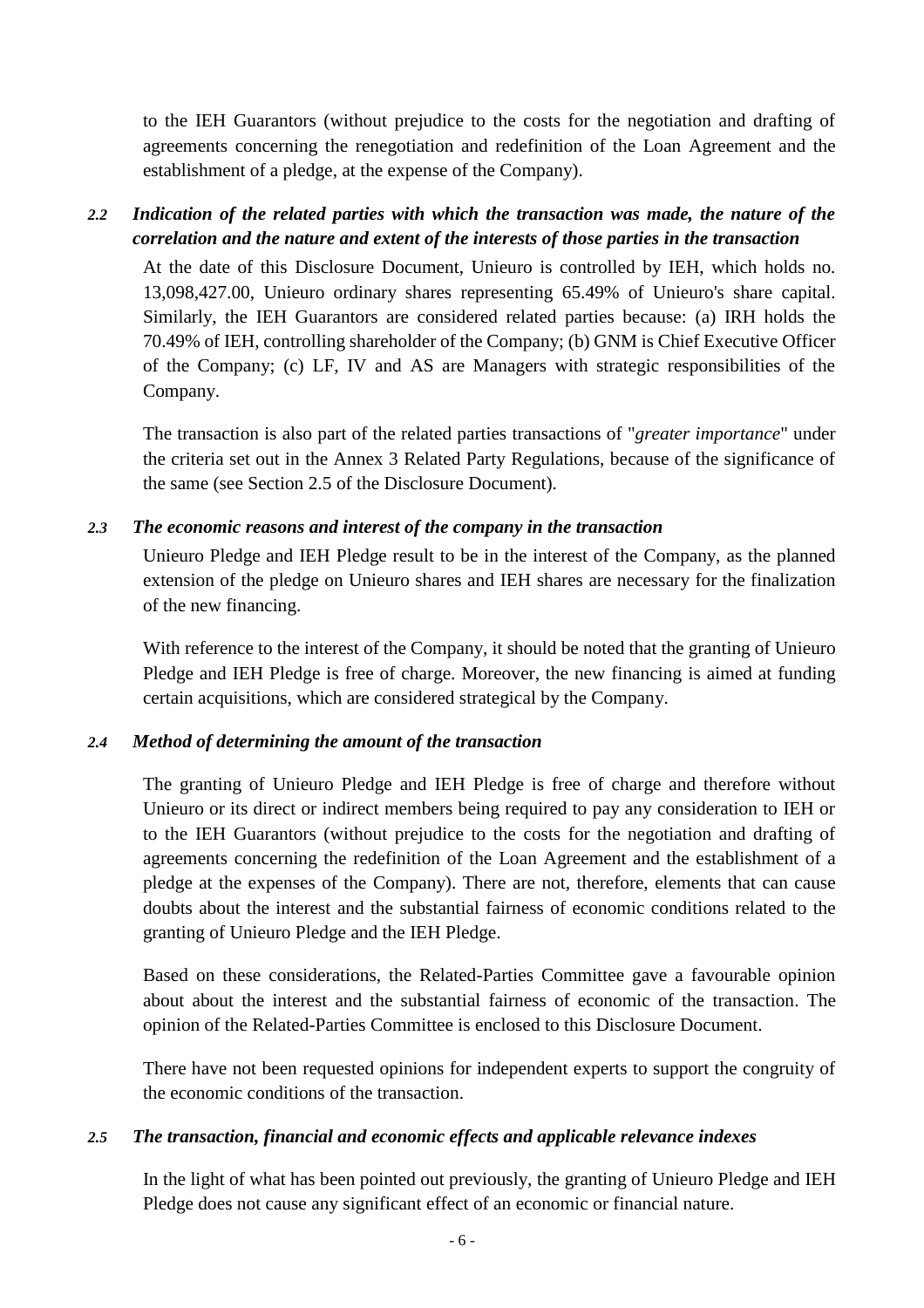to the IEH Guarantors (without prejudice to the costs for the negotiation and drafting of agreements concerning the renegotiation and redefinition of the Loan Agreement and the establishment of a pledge, at the expense of the Company).

### *2.2 Indication of the related parties with which the transaction was made, the nature of the correlation and the nature and extent of the interests of those parties in the transaction*

At the date of this Disclosure Document, Unieuro is controlled by IEH, which holds no. 13,098,427.00, Unieuro ordinary shares representing 65.49% of Unieuro's share capital. Similarly, the IEH Guarantors are considered related parties because: (a) IRH holds the 70.49% of IEH, controlling shareholder of the Company; (b) GNM is Chief Executive Officer of the Company; (c) LF, IV and AS are Managers with strategic responsibilities of the Company.

The transaction is also part of the related parties transactions of "*greater importance*" under the criteria set out in the Annex 3 Related Party Regulations, because of the significance of the same (see Section 2.5 of the Disclosure Document).

### *2.3 The economic reasons and interest of the company in the transaction*

Unieuro Pledge and IEH Pledge result to be in the interest of the Company, as the planned extension of the pledge on Unieuro shares and IEH shares are necessary for the finalization of the new financing.

With reference to the interest of the Company, it should be noted that the granting of Unieuro Pledge and IEH Pledge is free of charge. Moreover, the new financing is aimed at funding certain acquisitions, which are considered strategical by the Company.

### *2.4 Method of determining the amount of the transaction*

The granting of Unieuro Pledge and IEH Pledge is free of charge and therefore without Unieuro or its direct or indirect members being required to pay any consideration to IEH or to the IEH Guarantors (without prejudice to the costs for the negotiation and drafting of agreements concerning the redefinition of the Loan Agreement and the establishment of a pledge at the expenses of the Company). There are not, therefore, elements that can cause doubts about the interest and the substantial fairness of economic conditions related to the granting of Unieuro Pledge and the IEH Pledge.

Based on these considerations, the Related-Parties Committee gave a favourable opinion about about the interest and the substantial fairness of economic of the transaction. The opinion of the Related-Parties Committee is enclosed to this Disclosure Document.

There have not been requested opinions for independent experts to support the congruity of the economic conditions of the transaction.

### *2.5 The transaction, financial and economic effects and applicable relevance indexes*

In the light of what has been pointed out previously, the granting of Unieuro Pledge and IEH Pledge does not cause any significant effect of an economic or financial nature.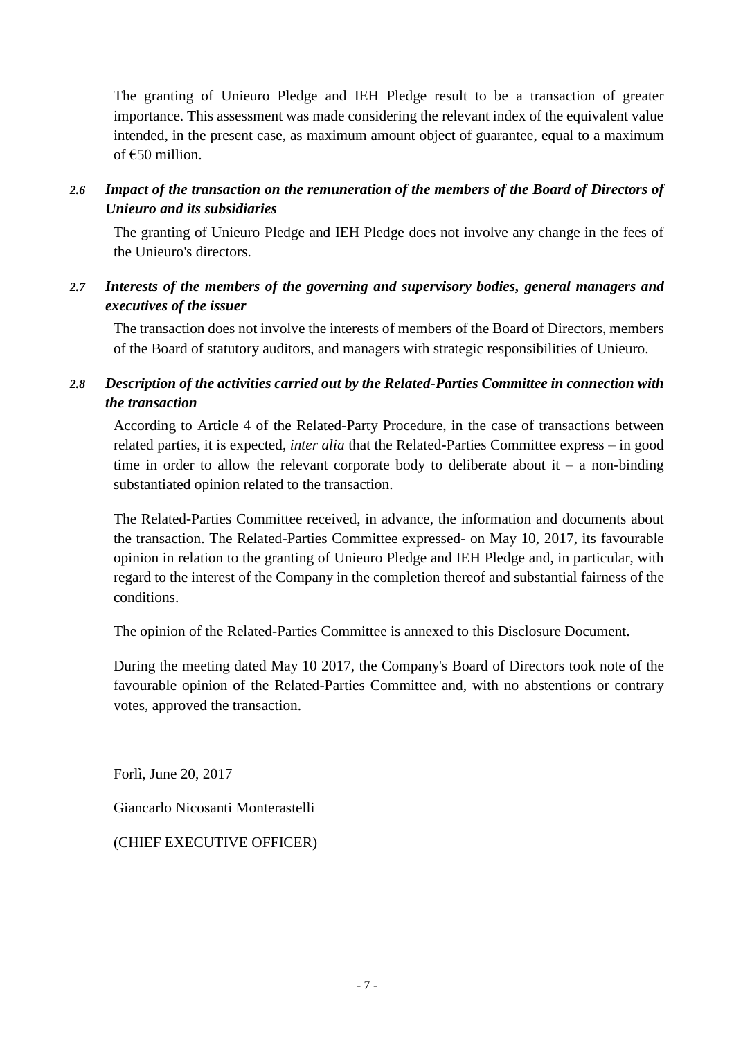The granting of Unieuro Pledge and IEH Pledge result to be a transaction of greater importance. This assessment was made considering the relevant index of the equivalent value intended, in the present case, as maximum amount object of guarantee, equal to a maximum of €50 million.

### *2.6 Impact of the transaction on the remuneration of the members of the Board of Directors of Unieuro and its subsidiaries*

The granting of Unieuro Pledge and IEH Pledge does not involve any change in the fees of the Unieuro's directors.

### *2.7 Interests of the members of the governing and supervisory bodies, general managers and executives of the issuer*

The transaction does not involve the interests of members of the Board of Directors, members of the Board of statutory auditors, and managers with strategic responsibilities of Unieuro.

### *2.8 Description of the activities carried out by the Related-Parties Committee in connection with the transaction*

According to Article 4 of the Related-Party Procedure, in the case of transactions between related parties, it is expected, *inter alia* that the Related-Parties Committee express – in good time in order to allow the relevant corporate body to deliberate about it – a non-binding substantiated opinion related to the transaction.

The Related-Parties Committee received, in advance, the information and documents about the transaction. The Related-Parties Committee expressed- on May 10, 2017, its favourable opinion in relation to the granting of Unieuro Pledge and IEH Pledge and, in particular, with regard to the interest of the Company in the completion thereof and substantial fairness of the conditions.

The opinion of the Related-Parties Committee is annexed to this Disclosure Document.

During the meeting dated May 10 2017, the Company's Board of Directors took note of the favourable opinion of the Related-Parties Committee and, with no abstentions or contrary votes, approved the transaction.

Forlì, June 20, 2017

Giancarlo Nicosanti Monterastelli

(CHIEF EXECUTIVE OFFICER)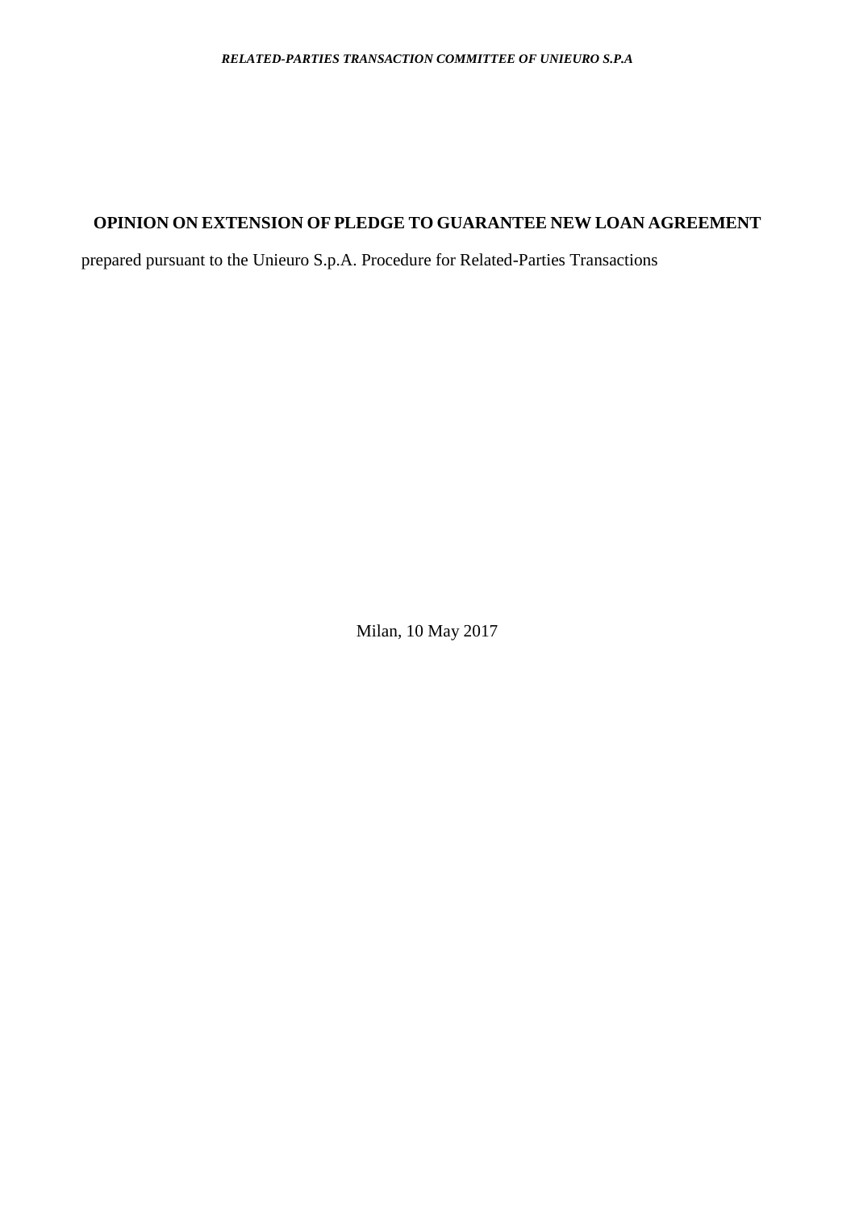*RELATED-PARTIES TRANSACTION COMMITTEE OF UNIEURO S.P.A*

# OPINION ON EXTENSION OF PLEDGE TO GUARANTEE NEW LOAN AGREEMENT

prepared pursuant to the Unieuro S.p.A. Procedure for Related-Parties Transactions

Milan, 10 May 2017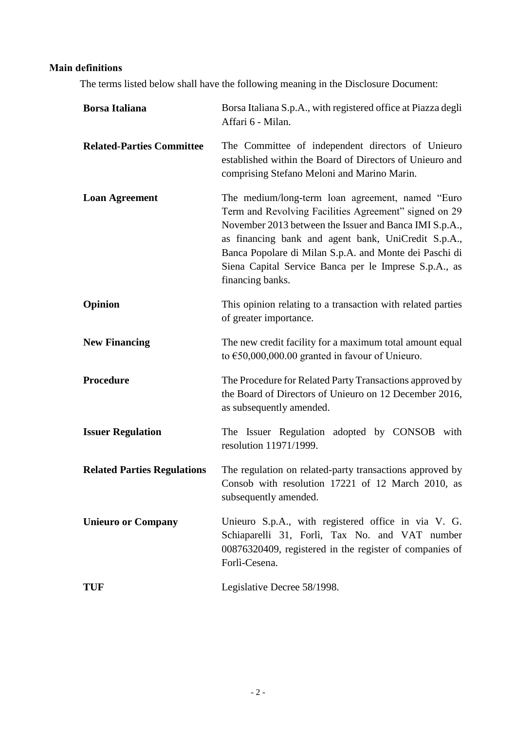## Main definitions

The terms listed below shall have the following meaning in the Disclosure Document:

| | |
|---|---|
| **Borsa Italiana** | Borsa Italiana S.p.A., with registered office at Piazza degli Affari 6 - Milan. |
| **Related-Parties Committee** | The Committee of independent directors of Unieuro established within the Board of Directors of Unieuro and comprising Stefano Meloni and Marino Marin. |
| **Loan Agreement** | The medium/long-term loan agreement, named "Euro Term and Revolving Facilities Agreement" signed on 29 November 2013 between the Issuer and Banca IMI S.p.A., as financing bank and agent bank, UniCredit S.p.A., Banca Popolare di Milan S.p.A. and Monte dei Paschi di Siena Capital Service Banca per le Imprese S.p.A., as financing banks. |
| **Opinion** | This opinion relating to a transaction with related parties of greater importance. |
| **New Financing** | The new credit facility for a maximum total amount equal to €50,000,000.00 granted in favour of Unieuro. |
| **Procedure** | The Procedure for Related Party Transactions approved by the Board of Directors of Unieuro on 12 December 2016, as subsequently amended. |
| **Issuer Regulation** | The Issuer Regulation adopted by CONSOB with resolution 11971/1999. |
| **Related Parties Regulations** | The regulation on related-party transactions approved by Consob with resolution 17221 of 12 March 2010, as subsequently amended. |
| **Unieuro or Company** | Unieuro S.p.A., with registered office in via V. G. Schiaparelli 31, Forlì, Tax No. and VAT number 00876320409, registered in the register of companies of Forlì-Cesena. |
| **TUF** | Legislative Decree 58/1998. |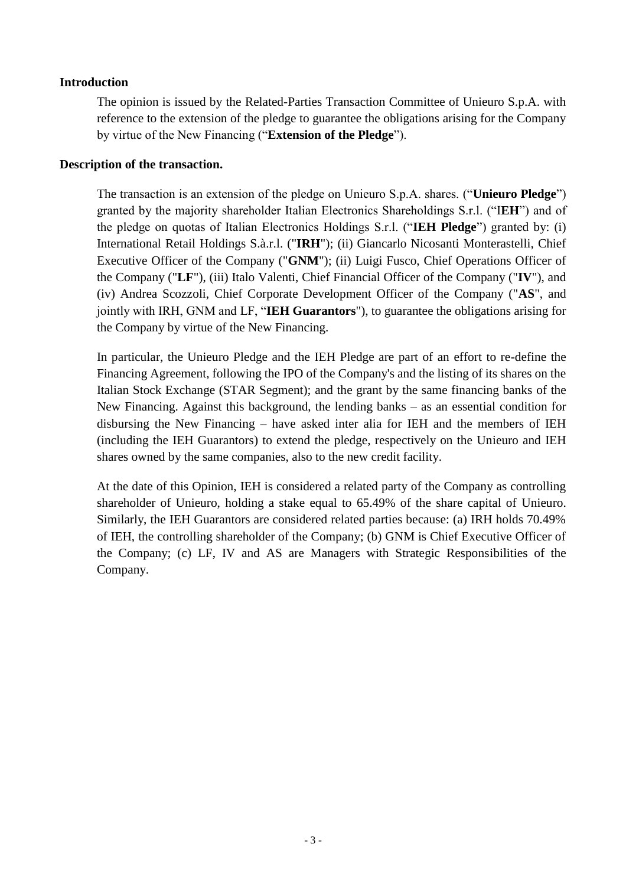**Introduction**

The opinion is issued by the Related-Parties Transaction Committee of Unieuro S.p.A. with reference to the extension of the pledge to guarantee the obligations arising for the Company by virtue of the New Financing ("**Extension of the Pledge**").

**Description of the transaction.**

The transaction is an extension of the pledge on Unieuro S.p.A. shares. ("**Unieuro Pledge**") granted by the majority shareholder Italian Electronics Shareholdings S.r.l. ("I**EH**") and of the pledge on quotas of Italian Electronics Holdings S.r.l. ("**IEH Pledge**") granted by: (i) International Retail Holdings S.à.r.l. ("**IRH**"); (ii) Giancarlo Nicosanti Monterastelli, Chief Executive Officer of the Company ("**GNM**"); (ii) Luigi Fusco, Chief Operations Officer of the Company ("**LF**"), (iii) Italo Valenti, Chief Financial Officer of the Company ("**IV**"), and (iv) Andrea Scozzoli, Chief Corporate Development Officer of the Company ("**AS**", and jointly with IRH, GNM and LF, "**IEH Guarantors**"), to guarantee the obligations arising for the Company by virtue of the New Financing.

In particular, the Unieuro Pledge and the IEH Pledge are part of an effort to re-define the Financing Agreement, following the IPO of the Company's and the listing of its shares on the Italian Stock Exchange (STAR Segment); and the grant by the same financing banks of the New Financing. Against this background, the lending banks – as an essential condition for disbursing the New Financing – have asked inter alia for IEH and the members of IEH (including the IEH Guarantors) to extend the pledge, respectively on the Unieuro and IEH shares owned by the same companies, also to the new credit facility.

At the date of this Opinion, IEH is considered a related party of the Company as controlling shareholder of Unieuro, holding a stake equal to 65.49% of the share capital of Unieuro. Similarly, the IEH Guarantors are considered related parties because: (a) IRH holds 70.49% of IEH, the controlling shareholder of the Company; (b) GNM is Chief Executive Officer of the Company; (c) LF, IV and AS are Managers with Strategic Responsibilities of the Company.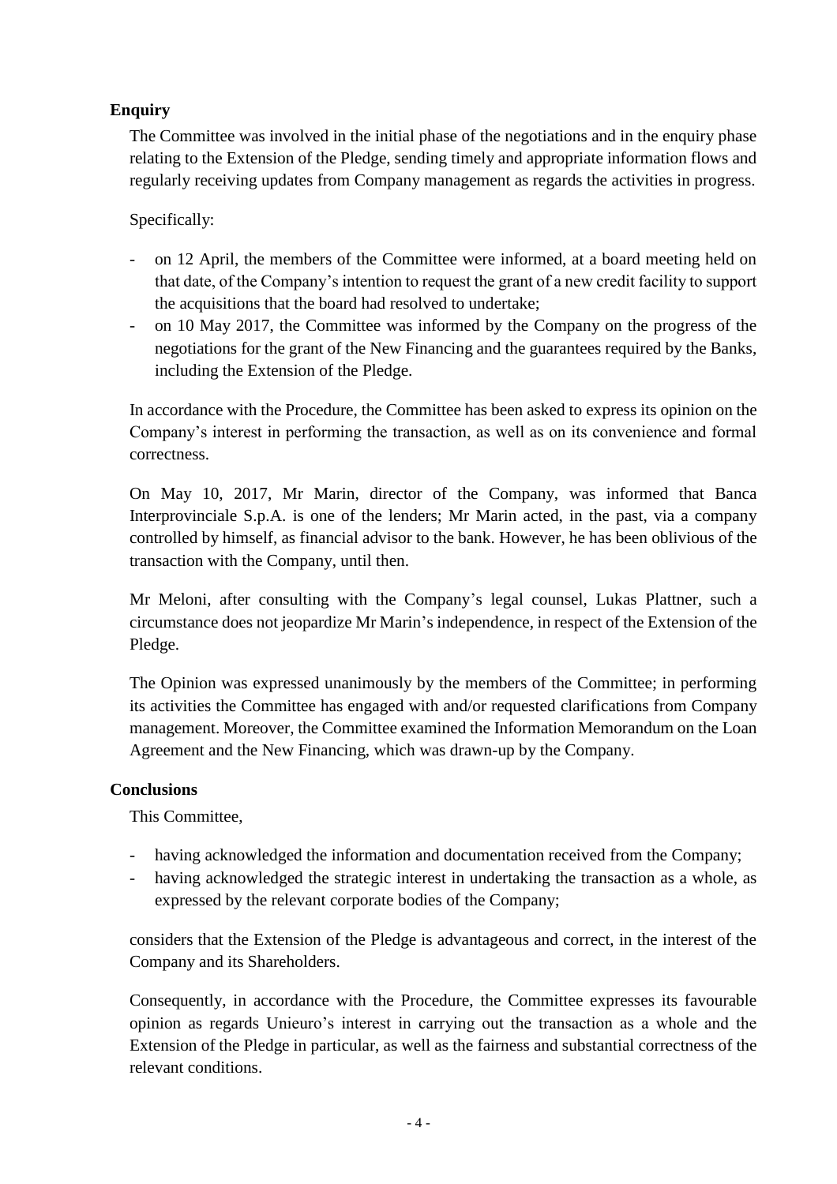**Enquiry**

The Committee was involved in the initial phase of the negotiations and in the enquiry phase relating to the Extension of the Pledge, sending timely and appropriate information flows and regularly receiving updates from Company management as regards the activities in progress.

Specifically:

- on 12 April, the members of the Committee were informed, at a board meeting held on that date, of the Company's intention to request the grant of a new credit facility to support the acquisitions that the board had resolved to undertake;
- on 10 May 2017, the Committee was informed by the Company on the progress of the negotiations for the grant of the New Financing and the guarantees required by the Banks, including the Extension of the Pledge.

In accordance with the Procedure, the Committee has been asked to express its opinion on the Company's interest in performing the transaction, as well as on its convenience and formal correctness.

On May 10, 2017, Mr Marin, director of the Company, was informed that Banca Interprovinciale S.p.A. is one of the lenders; Mr Marin acted, in the past, via a company controlled by himself, as financial advisor to the bank. However, he has been oblivious of the transaction with the Company, until then.

Mr Meloni, after consulting with the Company's legal counsel, Lukas Plattner, such a circumstance does not jeopardize Mr Marin's independence, in respect of the Extension of the Pledge.

The Opinion was expressed unanimously by the members of the Committee; in performing its activities the Committee has engaged with and/or requested clarifications from Company management. Moreover, the Committee examined the Information Memorandum on the Loan Agreement and the New Financing, which was drawn-up by the Company.

**Conclusions**

This Committee,

- having acknowledged the information and documentation received from the Company;
- having acknowledged the strategic interest in undertaking the transaction as a whole, as expressed by the relevant corporate bodies of the Company;

considers that the Extension of the Pledge is advantageous and correct, in the interest of the Company and its Shareholders.

Consequently, in accordance with the Procedure, the Committee expresses its favourable opinion as regards Unieuro's interest in carrying out the transaction as a whole and the Extension of the Pledge in particular, as well as the fairness and substantial correctness of the relevant conditions.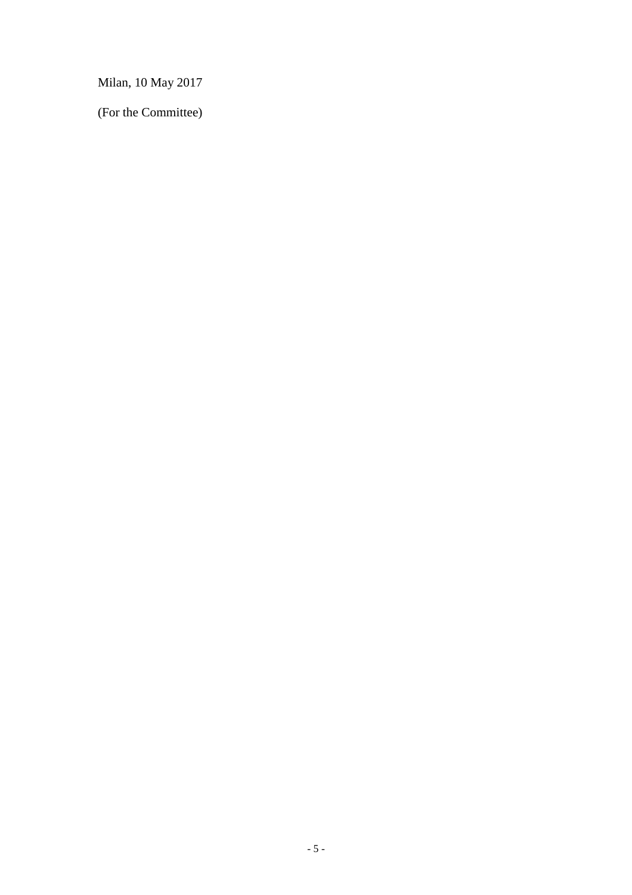Milan, 10 May 2017

(For the Committee)